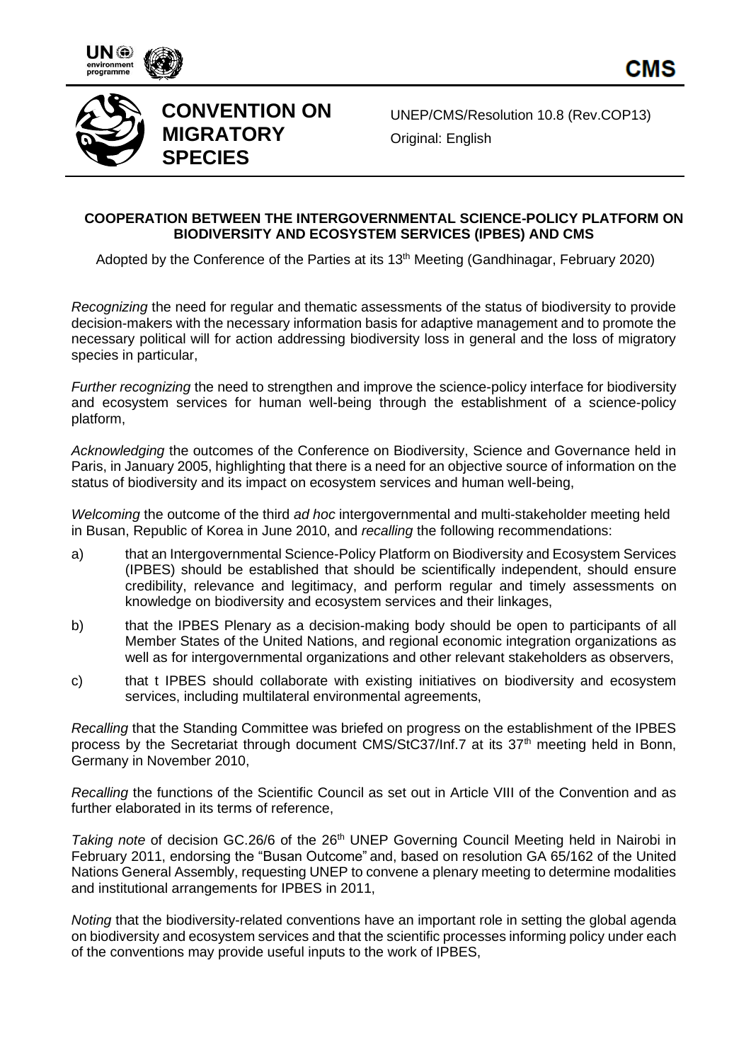**CMS**

# CONVENTION ON MIGRATORY SPECIES

UNEP/CMS/Resolution 10.8 (Rev.COP13)
Original: English

## COOPERATION BETWEEN THE INTERGOVERNMENTAL SCIENCE-POLICY PLATFORM ON BIODIVERSITY AND ECOSYSTEM SERVICES (IPBES) AND CMS

Adopted by the Conference of the Parties at its 13th Meeting (Gandhinagar, February 2020)

*Recognizing* the need for regular and thematic assessments of the status of biodiversity to provide decision-makers with the necessary information basis for adaptive management and to promote the necessary political will for action addressing biodiversity loss in general and the loss of migratory species in particular,

*Further recognizing* the need to strengthen and improve the science-policy interface for biodiversity and ecosystem services for human well-being through the establishment of a science-policy platform,

*Acknowledging* the outcomes of the Conference on Biodiversity, Science and Governance held in Paris, in January 2005, highlighting that there is a need for an objective source of information on the status of biodiversity and its impact on ecosystem services and human well-being,

*Welcoming* the outcome of the third *ad hoc* intergovernmental and multi-stakeholder meeting held in Busan, Republic of Korea in June 2010, and *recalling* the following recommendations:

a) that an Intergovernmental Science-Policy Platform on Biodiversity and Ecosystem Services (IPBES) should be established that should be scientifically independent, should ensure credibility, relevance and legitimacy, and perform regular and timely assessments on knowledge on biodiversity and ecosystem services and their linkages,

b) that the IPBES Plenary as a decision-making body should be open to participants of all Member States of the United Nations, and regional economic integration organizations as well as for intergovernmental organizations and other relevant stakeholders as observers,

c) that t IPBES should collaborate with existing initiatives on biodiversity and ecosystem services, including multilateral environmental agreements,

*Recalling* that the Standing Committee was briefed on progress on the establishment of the IPBES process by the Secretariat through document CMS/StC37/Inf.7 at its 37th meeting held in Bonn, Germany in November 2010,

*Recalling* the functions of the Scientific Council as set out in Article VIII of the Convention and as further elaborated in its terms of reference,

*Taking note* of decision GC.26/6 of the 26th UNEP Governing Council Meeting held in Nairobi in February 2011, endorsing the "Busan Outcome" and, based on resolution GA 65/162 of the United Nations General Assembly, requesting UNEP to convene a plenary meeting to determine modalities and institutional arrangements for IPBES in 2011,

*Noting* that the biodiversity-related conventions have an important role in setting the global agenda on biodiversity and ecosystem services and that the scientific processes informing policy under each of the conventions may provide useful inputs to the work of IPBES,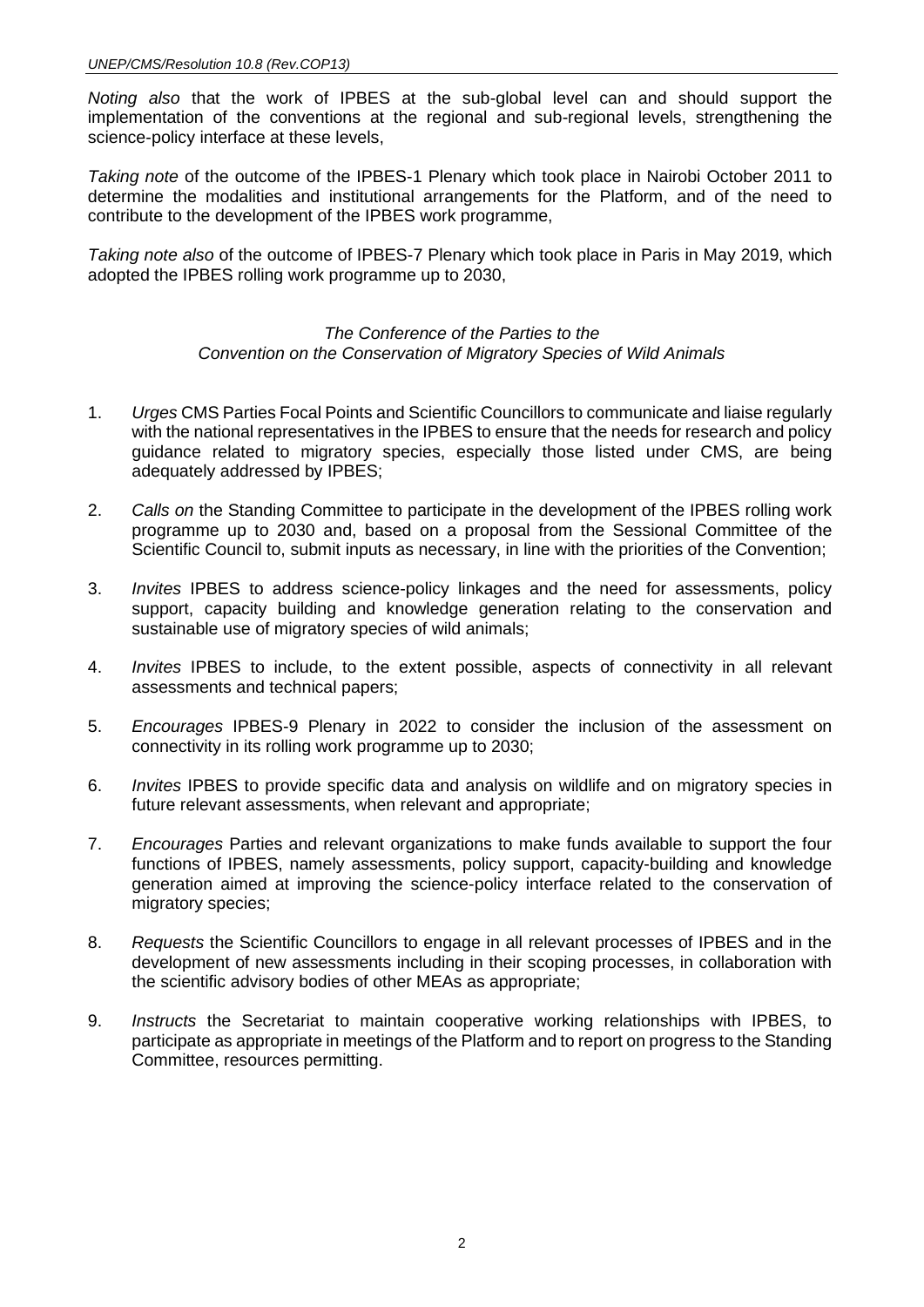*Noting also* that the work of IPBES at the sub-global level can and should support the implementation of the conventions at the regional and sub-regional levels, strengthening the science-policy interface at these levels,

*Taking note* of the outcome of the IPBES-1 Plenary which took place in Nairobi October 2011 to determine the modalities and institutional arrangements for the Platform, and of the need to contribute to the development of the IPBES work programme,

*Taking note also* of the outcome of IPBES-7 Plenary which took place in Paris in May 2019, which adopted the IPBES rolling work programme up to 2030,

*The Conference of the Parties to the*
*Convention on the Conservation of Migratory Species of Wild Animals*

1. *Urges* CMS Parties Focal Points and Scientific Councillors to communicate and liaise regularly with the national representatives in the IPBES to ensure that the needs for research and policy guidance related to migratory species, especially those listed under CMS, are being adequately addressed by IPBES;

2. *Calls on* the Standing Committee to participate in the development of the IPBES rolling work programme up to 2030 and, based on a proposal from the Sessional Committee of the Scientific Council to, submit inputs as necessary, in line with the priorities of the Convention;

3. *Invites* IPBES to address science-policy linkages and the need for assessments, policy support, capacity building and knowledge generation relating to the conservation and sustainable use of migratory species of wild animals;

4. *Invites* IPBES to include, to the extent possible, aspects of connectivity in all relevant assessments and technical papers;

5. *Encourages* IPBES-9 Plenary in 2022 to consider the inclusion of the assessment on connectivity in its rolling work programme up to 2030;

6. *Invites* IPBES to provide specific data and analysis on wildlife and on migratory species in future relevant assessments, when relevant and appropriate;

7. *Encourages* Parties and relevant organizations to make funds available to support the four functions of IPBES, namely assessments, policy support, capacity-building and knowledge generation aimed at improving the science-policy interface related to the conservation of migratory species;

8. *Requests* the Scientific Councillors to engage in all relevant processes of IPBES and in the development of new assessments including in their scoping processes, in collaboration with the scientific advisory bodies of other MEAs as appropriate;

9. *Instructs* the Secretariat to maintain cooperative working relationships with IPBES, to participate as appropriate in meetings of the Platform and to report on progress to the Standing Committee, resources permitting.